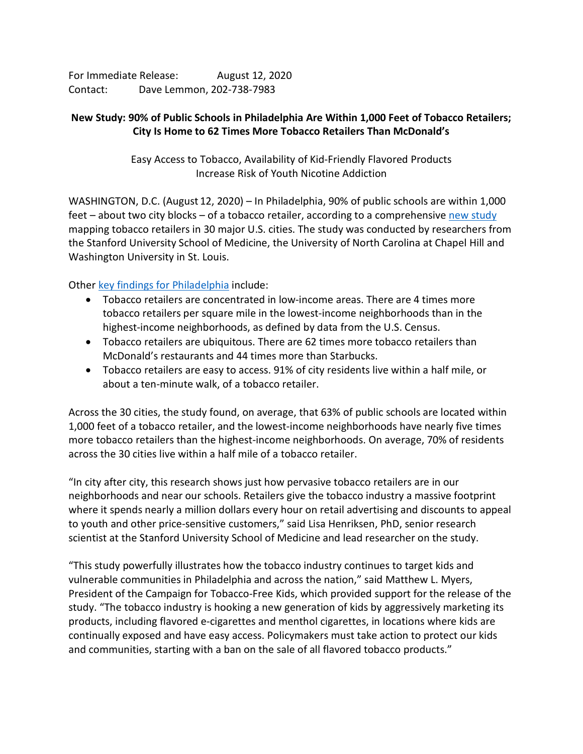For Immediate Release: August 12, 2020
Contact: Dave Lemmon, 202-738-7983

**New Study: 90% of Public Schools in Philadelphia Are Within 1,000 Feet of Tobacco Retailers; City Is Home to 62 Times More Tobacco Retailers Than McDonald's**

Easy Access to Tobacco, Availability of Kid-Friendly Flavored Products Increase Risk of Youth Nicotine Addiction

WASHINGTON, D.C. (August 12, 2020) – In Philadelphia, 90% of public schools are within 1,000 feet – about two city blocks – of a tobacco retailer, according to a comprehensive new study mapping tobacco retailers in 30 major U.S. cities. The study was conducted by researchers from the Stanford University School of Medicine, the University of North Carolina at Chapel Hill and Washington University in St. Louis.

Other key findings for Philadelphia include:

- Tobacco retailers are concentrated in low-income areas. There are 4 times more tobacco retailers per square mile in the lowest-income neighborhoods than in the highest-income neighborhoods, as defined by data from the U.S. Census.
- Tobacco retailers are ubiquitous. There are 62 times more tobacco retailers than McDonald's restaurants and 44 times more than Starbucks.
- Tobacco retailers are easy to access. 91% of city residents live within a half mile, or about a ten-minute walk, of a tobacco retailer.

Across the 30 cities, the study found, on average, that 63% of public schools are located within 1,000 feet of a tobacco retailer, and the lowest-income neighborhoods have nearly five times more tobacco retailers than the highest-income neighborhoods. On average, 70% of residents across the 30 cities live within a half mile of a tobacco retailer.

"In city after city, this research shows just how pervasive tobacco retailers are in our neighborhoods and near our schools. Retailers give the tobacco industry a massive footprint where it spends nearly a million dollars every hour on retail advertising and discounts to appeal to youth and other price-sensitive customers," said Lisa Henriksen, PhD, senior research scientist at the Stanford University School of Medicine and lead researcher on the study.

"This study powerfully illustrates how the tobacco industry continues to target kids and vulnerable communities in Philadelphia and across the nation," said Matthew L. Myers, President of the Campaign for Tobacco-Free Kids, which provided support for the release of the study. "The tobacco industry is hooking a new generation of kids by aggressively marketing its products, including flavored e-cigarettes and menthol cigarettes, in locations where kids are continually exposed and have easy access. Policymakers must take action to protect our kids and communities, starting with a ban on the sale of all flavored tobacco products."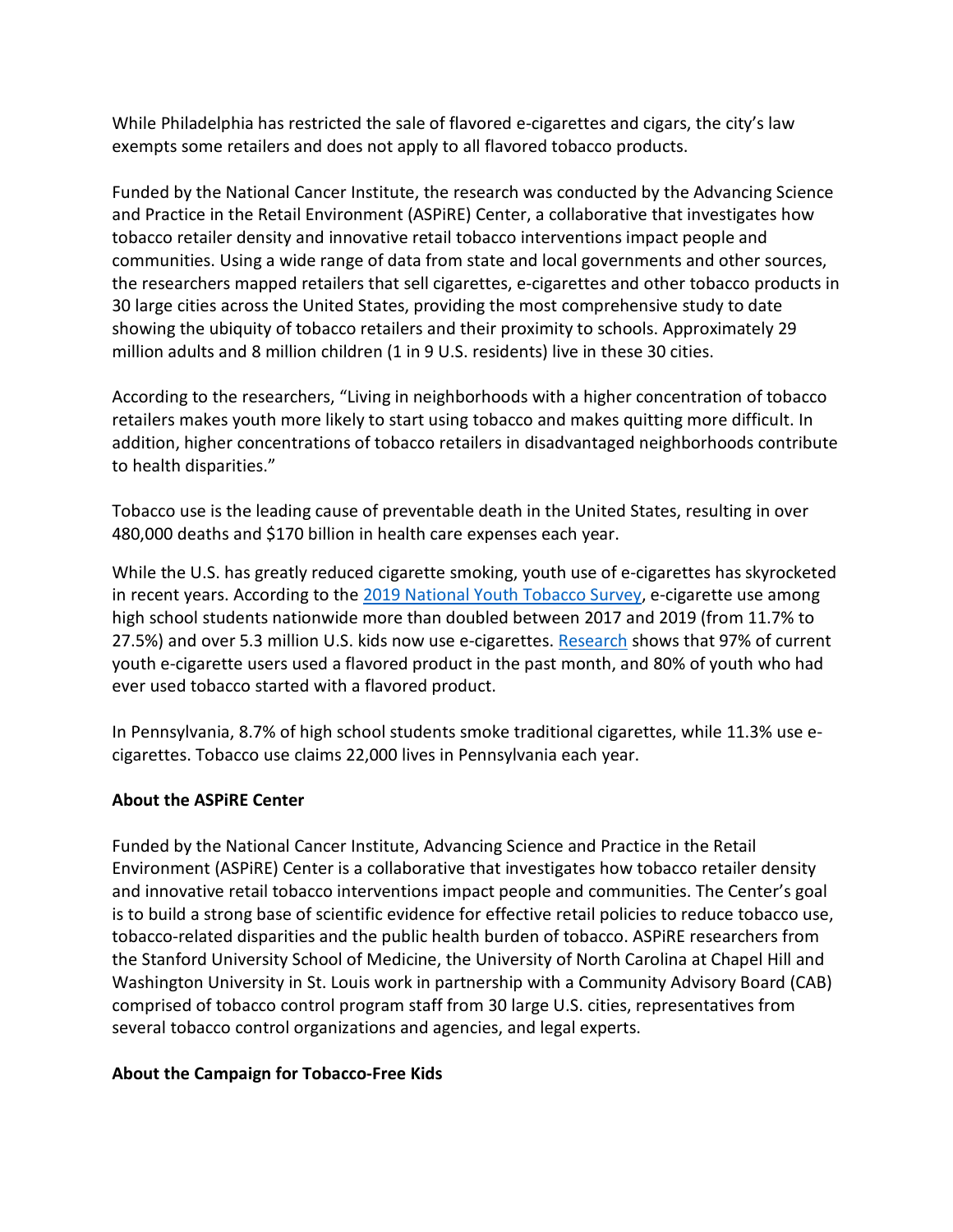While Philadelphia has restricted the sale of flavored e-cigarettes and cigars, the city's law exempts some retailers and does not apply to all flavored tobacco products.

Funded by the National Cancer Institute, the research was conducted by the Advancing Science and Practice in the Retail Environment (ASPiRE) Center, a collaborative that investigates how tobacco retailer density and innovative retail tobacco interventions impact people and communities. Using a wide range of data from state and local governments and other sources, the researchers mapped retailers that sell cigarettes, e-cigarettes and other tobacco products in 30 large cities across the United States, providing the most comprehensive study to date showing the ubiquity of tobacco retailers and their proximity to schools. Approximately 29 million adults and 8 million children (1 in 9 U.S. residents) live in these 30 cities.

According to the researchers, "Living in neighborhoods with a higher concentration of tobacco retailers makes youth more likely to start using tobacco and makes quitting more difficult. In addition, higher concentrations of tobacco retailers in disadvantaged neighborhoods contribute to health disparities."

Tobacco use is the leading cause of preventable death in the United States, resulting in over 480,000 deaths and $170 billion in health care expenses each year.

While the U.S. has greatly reduced cigarette smoking, youth use of e-cigarettes has skyrocketed in recent years. According to the 2019 National Youth Tobacco Survey, e-cigarette use among high school students nationwide more than doubled between 2017 and 2019 (from 11.7% to 27.5%) and over 5.3 million U.S. kids now use e-cigarettes. Research shows that 97% of current youth e-cigarette users used a flavored product in the past month, and 80% of youth who had ever used tobacco started with a flavored product.

In Pennsylvania, 8.7% of high school students smoke traditional cigarettes, while 11.3% use e-cigarettes. Tobacco use claims 22,000 lives in Pennsylvania each year.

**About the ASPiRE Center**

Funded by the National Cancer Institute, Advancing Science and Practice in the Retail Environment (ASPiRE) Center is a collaborative that investigates how tobacco retailer density and innovative retail tobacco interventions impact people and communities. The Center's goal is to build a strong base of scientific evidence for effective retail policies to reduce tobacco use, tobacco-related disparities and the public health burden of tobacco. ASPiRE researchers from the Stanford University School of Medicine, the University of North Carolina at Chapel Hill and Washington University in St. Louis work in partnership with a Community Advisory Board (CAB) comprised of tobacco control program staff from 30 large U.S. cities, representatives from several tobacco control organizations and agencies, and legal experts.

**About the Campaign for Tobacco-Free Kids**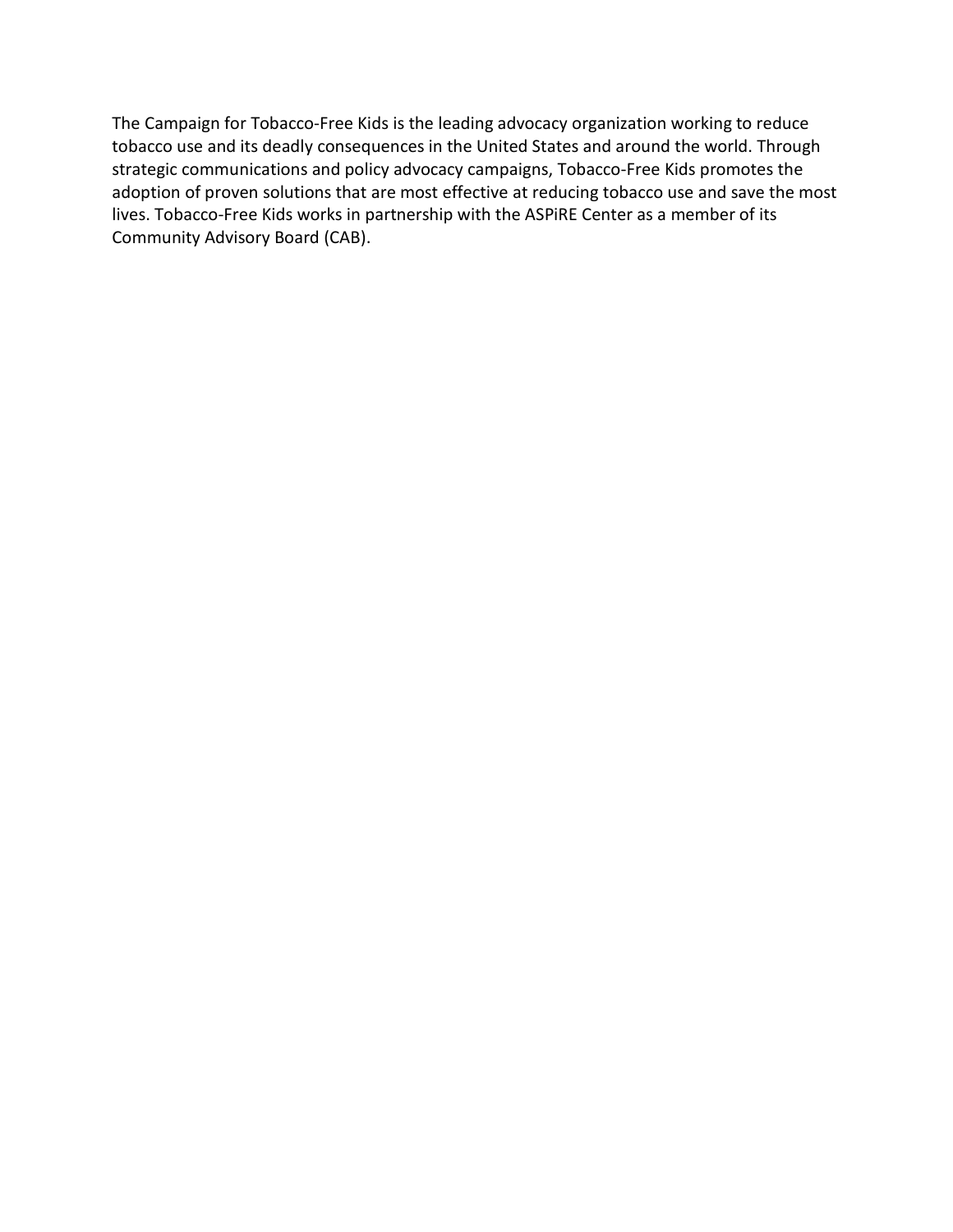The Campaign for Tobacco-Free Kids is the leading advocacy organization working to reduce tobacco use and its deadly consequences in the United States and around the world. Through strategic communications and policy advocacy campaigns, Tobacco-Free Kids promotes the adoption of proven solutions that are most effective at reducing tobacco use and save the most lives. Tobacco-Free Kids works in partnership with the ASPiRE Center as a member of its Community Advisory Board (CAB).